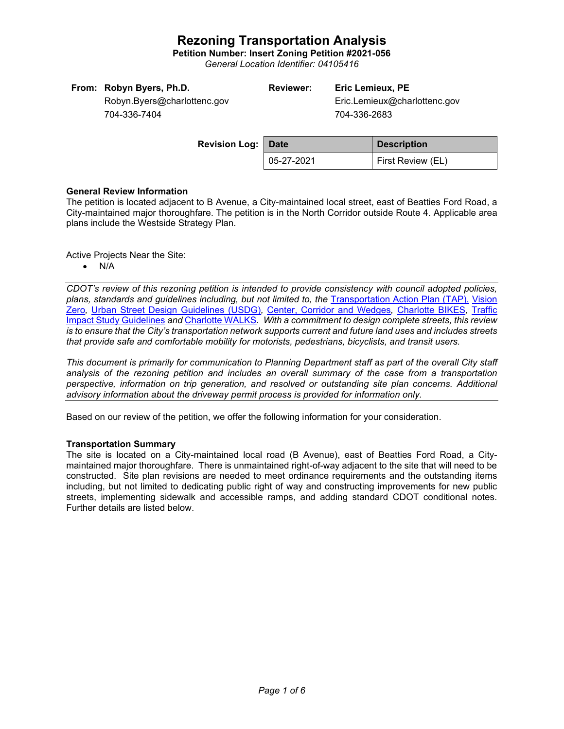# Rezoning Transportation Analysis

**Petition Number: Insert Zoning Petition #2021-056**

*General Location Identifier: 04105416*

| | | | |
|---|---|---|---|
| **From:** | **Robyn Byers, Ph.D.** | **Reviewer:** | **Eric Lemieux, PE** |
| | Robyn.Byers@charlottenc.gov | | Eric.Lemieux@charlottenc.gov |
| | 704-336-7404 | | 704-336-2683 |

**Revision Log:**

| Date | Description |
|---|---|
| 05-27-2021 | First Review (EL) |

### General Review Information

The petition is located adjacent to B Avenue, a City-maintained local street, east of Beatties Ford Road, a City-maintained major thoroughfare. The petition is in the North Corridor outside Route 4. Applicable area plans include the Westside Strategy Plan.

Active Projects Near the Site:

- N/A

*CDOT's review of this rezoning petition is intended to provide consistency with council adopted policies, plans, standards and guidelines including, but not limited to, the Transportation Action Plan (TAP), Vision Zero, Urban Street Design Guidelines (USDG), Center, Corridor and Wedges, Charlotte BIKES, Traffic Impact Study Guidelines and Charlotte WALKS. With a commitment to design complete streets, this review is to ensure that the City's transportation network supports current and future land uses and includes streets that provide safe and comfortable mobility for motorists, pedestrians, bicyclists, and transit users.*

*This document is primarily for communication to Planning Department staff as part of the overall City staff analysis of the rezoning petition and includes an overall summary of the case from a transportation perspective, information on trip generation, and resolved or outstanding site plan concerns. Additional advisory information about the driveway permit process is provided for information only.*

Based on our review of the petition, we offer the following information for your consideration.

### Transportation Summary

The site is located on a City-maintained local road (B Avenue), east of Beatties Ford Road, a City-maintained major thoroughfare. There is unmaintained right-of-way adjacent to the site that will need to be constructed. Site plan revisions are needed to meet ordinance requirements and the outstanding items including, but not limited to dedicating public right of way and constructing improvements for new public streets, implementing sidewalk and accessible ramps, and adding standard CDOT conditional notes. Further details are listed below.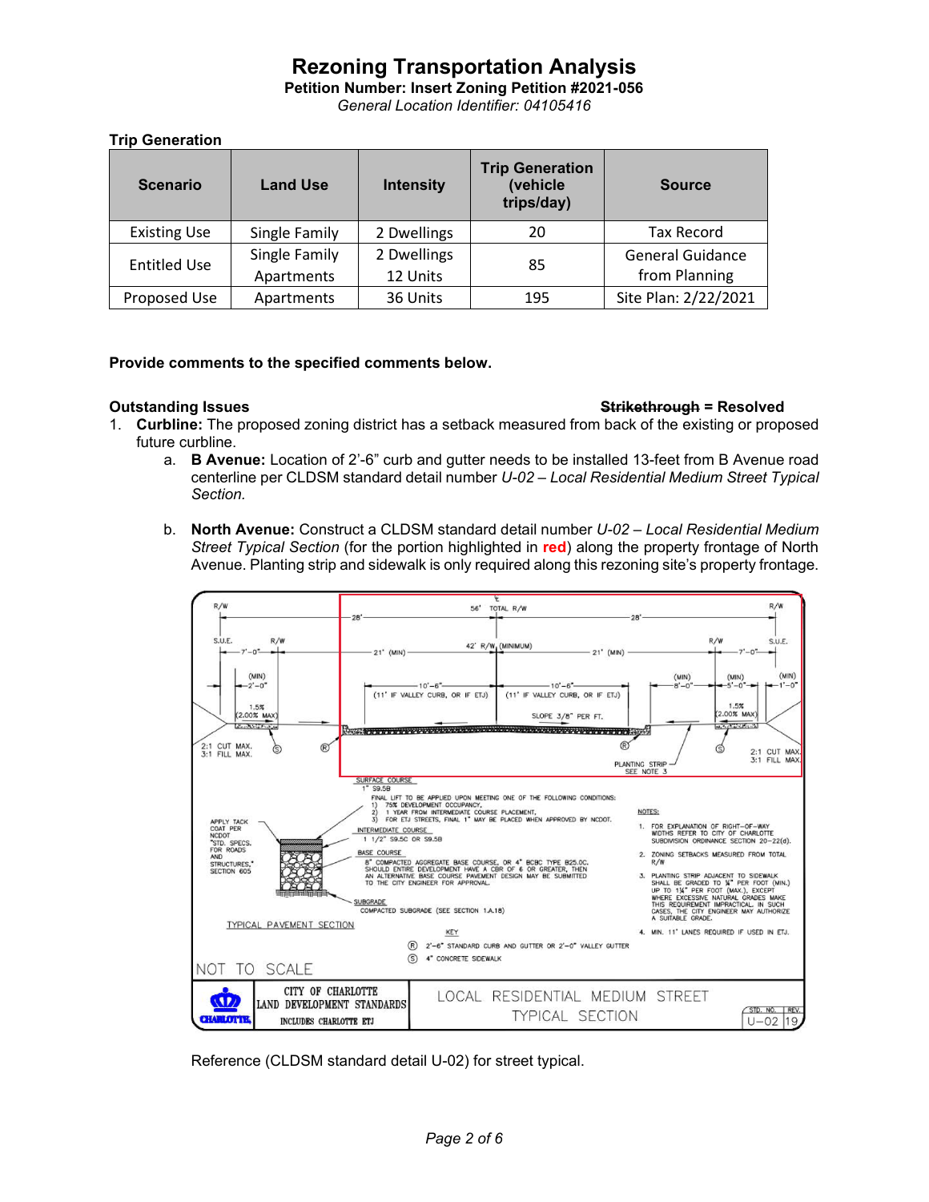# Rezoning Transportation Analysis

**Petition Number: Insert Zoning Petition #2021-056**

*General Location Identifier: 04105416*

### Trip Generation

| Scenario | Land Use | Intensity | Trip Generation (vehicle trips/day) | Source |
|---|---|---|---|---|
| Existing Use | Single Family | 2 Dwellings | 20 | Tax Record |
| Entitled Use | Single Family<br>Apartments | 2 Dwellings<br>12 Units | 85 | General Guidance from Planning |
| Proposed Use | Apartments | 36 Units | 195 | Site Plan: 2/22/2021 |

**Provide comments to the specified comments below.**

**Outstanding Issues** **~~Strikethrough~~ = Resolved**

1. **Curbline:** The proposed zoning district has a setback measured from back of the existing or proposed future curbline.
   a. **B Avenue:** Location of 2'-6" curb and gutter needs to be installed 13-feet from B Avenue road centerline per CLDSM standard detail number *U-02 – Local Residential Medium Street Typical Section.*
   b. **North Avenue:** Construct a CLDSM standard detail number *U-02 – Local Residential Medium Street Typical Section* (for the portion highlighted in **red**) along the property frontage of North Avenue. Planting strip and sidewalk is only required along this rezoning site's property frontage.

Reference (CLDSM standard detail U-02) for street typical.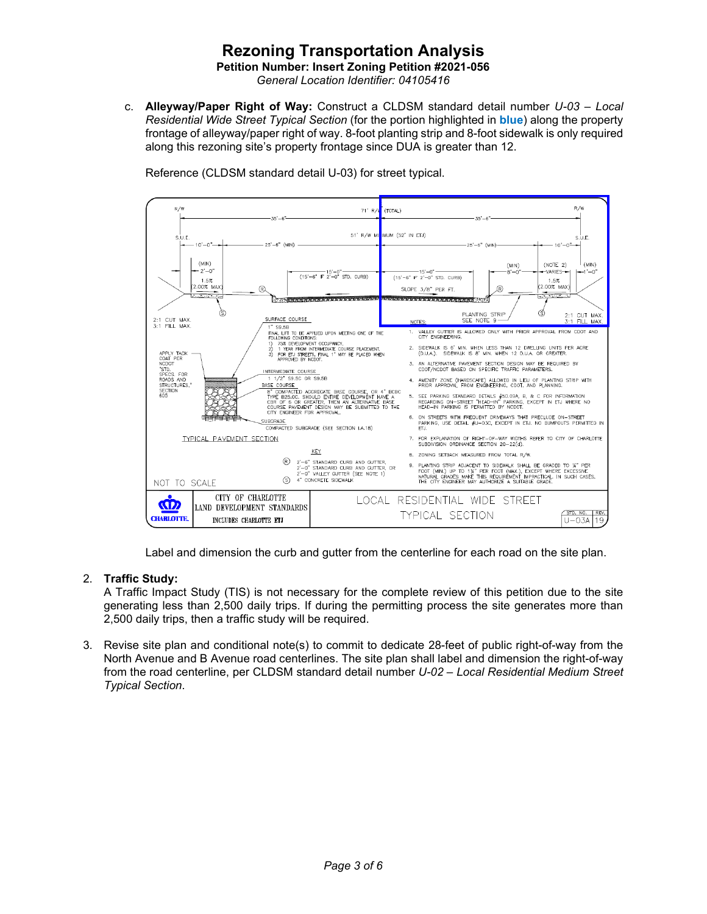c. **Alleyway/Paper Right of Way:** Construct a CLDSM standard detail number *U-03 – Local Residential Wide Street Typical Section* (for the portion highlighted in **blue**) along the property frontage of alleyway/paper right of way. 8-foot planting strip and 8-foot sidewalk is only required along this rezoning site's property frontage since DUA is greater than 12.

Reference (CLDSM standard detail U-03) for street typical.

R/W — 71' R/W (TOTAL) — R/W
35'-6" — 35'-6"
S.U.E. — 51' R/W MINIMUM (52' IN ETJ) — S.U.E.
10'-0" — 25'-6" (MIN) — 25'-6" (MIN) — 10'-0"
(MIN) 2'-0" — 15'-0" (15'-6" F 2'-0" STD. CURB) — 15'-0" (15'-6" F 2'-0" STD. CURB) — (MIN) 8'-0" — (NOTE 2) VARIES — (MIN) 1'-0"
1.5% (2.00% MAX) — SLOPE 3/8" PER FT. — 1.5% (2.00% MAX)
2:1 CUT MAX. 3:1 FILL MAX. — PLANTING STRIP SEE NOTE 9 — 2:1 CUT MAX. 3:1 FILL MAX.

SURFACE COURSE
1" S9.5B
FINAL LIFT TO BE APPLIED UPON MEETING ONE OF THE FOLLOWING CONDITIONS:
1) 75% DEVELOPMENT OCCUPANCY.
2) 1 YEAR FROM INTERMEDIATE COURSE PLACEMENT.
3) FOR ETJ STREETS, FINAL 1" MAY BE PLACED WHEN APPROVED BY NCDOT.

APPLY TACK COAT PER NCDOT "STD. SPECS. FOR ROADS AND STRUCTURES," SECTION 605

INTERMEDIATE COURSE
1 1/2" S9.5C OR S9.5B

BASE COURSE
8" COMPACTED AGGREGATE BASE COURSE, OR 4" BCBC TYPE B25.0C. SHOULD ENTIRE DEVELOPMENT HAVE A CBR OF 6 OR GREATER, THEN AN ALTERNATIVE BASE COURSE PAVEMENT DESIGN MAY BE SUBMITTED TO THE CITY ENGINEER FOR APPROVAL.

SUBGRADE
COMPACTED SUBGRADE (SEE SECTION 1A.18)

TYPICAL PAVEMENT SECTION

KEY
Ⓡ 2'-6" STANDARD CURB AND GUTTER, 2'-0" STANDARD CURB AND GUTTER, OR 2'-0" VALLEY GUTTER (SEE NOTE 1)
Ⓢ 4" CONCRETE SIDEWALK

NOTES:
1. VALLEY GUTTER IS ALLOWED ONLY WITH PRIOR APPROVAL FROM CDOT AND CITY ENGINEERING.
2. SIDEWALK IS 6' MIN. WHEN LESS THAN 12 DWELLING UNITS PER ACRE (D.U.A.). SIDEWALK IS 8' MIN. WHEN 12 D.U.A. OR GREATER.
3. AN ALTERNATIVE PAVEMENT SECTION DESIGN MAY BE REQUIRED BY CDOT/NCDOT BASED ON SPECIFIC TRAFFIC PARAMETERS.
4. AMENITY ZONE (HARDSCAPE) ALLOWED IN LIEU OF PLANTING STRIP WITH PRIOR APPROVAL FROM ENGINEERING, CDOT, AND PLANNING.
5. SEE PARKING STANDARD DETAILS #50.09A, B, & C FOR INFORMATION REGARDING ON-STREET "HEAD-IN" PARKING, EXCEPT IN ETJ WHERE NO HEAD-IN PARKING IS PERMITTED BY NCDOT.
6. ON STREETS WITH FREQUENT DRIVEWAYS THAT PRECLUDE ON-STREET PARKING, USE DETAIL #U-03C, EXCEPT IN ETJ. NO BUMPOUTS PERMITTED IN ETJ.
7. FOR EXPLANATION OF RIGHT-OF-WAY WIDTHS REFER TO CITY OF CHARLOTTE SUBDIVISION ORDINANCE SECTION 20-22(d).
8. ZONING SETBACK MEASURED FROM TOTAL R/W.
9. PLANTING STRIP ADJACENT TO SIDEWALK SHALL BE GRADED TO ¼" PER FOOT (MIN.) UP TO 1½" PER FOOT (MAX.), EXCEPT WHERE EXCESSIVE NATURAL GRADES MAKE THIS REQUIREMENT IMPRACTICAL. IN SUCH CASES, THE CITY ENGINEER MAY AUTHORIZE A SUITABLE GRADE.

NOT TO SCALE

CITY OF CHARLOTTE LAND DEVELOPMENT STANDARDS INCLUDES CHARLOTTE ETJ — LOCAL RESIDENTIAL WIDE STREET TYPICAL SECTION — STD. NO. U-03A REV. 19

Label and dimension the curb and gutter from the centerline for each road on the site plan.

2. **Traffic Study:**
   A Traffic Impact Study (TIS) is not necessary for the complete review of this petition due to the site generating less than 2,500 daily trips. If during the permitting process the site generates more than 2,500 daily trips, then a traffic study will be required.

3. Revise site plan and conditional note(s) to commit to dedicate 28-feet of public right-of-way from the North Avenue and B Avenue road centerlines. The site plan shall label and dimension the right-of-way from the road centerline, per CLDSM standard detail number *U-02 – Local Residential Medium Street Typical Section*.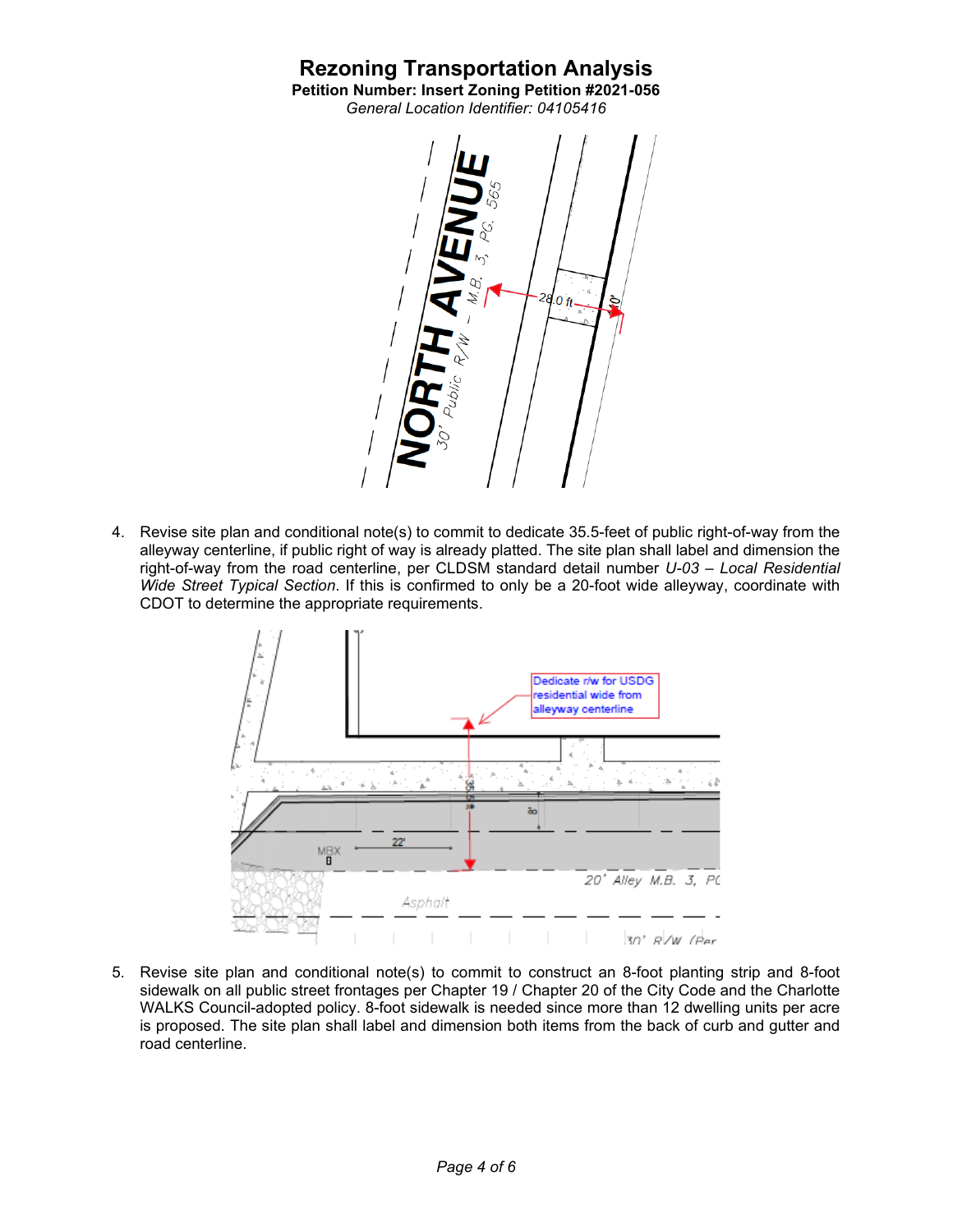# Rezoning Transportation Analysis

**Petition Number: Insert Zoning Petition #2021-056**

*General Location Identifier: 04105416*

4. Revise site plan and conditional note(s) to commit to dedicate 35.5-feet of public right-of-way from the alleyway centerline, if public right of way is already platted. The site plan shall label and dimension the right-of-way from the road centerline, per CLDSM standard detail number *U-03 – Local Residential Wide Street Typical Section*. If this is confirmed to only be a 20-foot wide alleyway, coordinate with CDOT to determine the appropriate requirements.

5. Revise site plan and conditional note(s) to commit to construct an 8-foot planting strip and 8-foot sidewalk on all public street frontages per Chapter 19 / Chapter 20 of the City Code and the Charlotte WALKS Council-adopted policy. 8-foot sidewalk is needed since more than 12 dwelling units per acre is proposed. The site plan shall label and dimension both items from the back of curb and gutter and road centerline.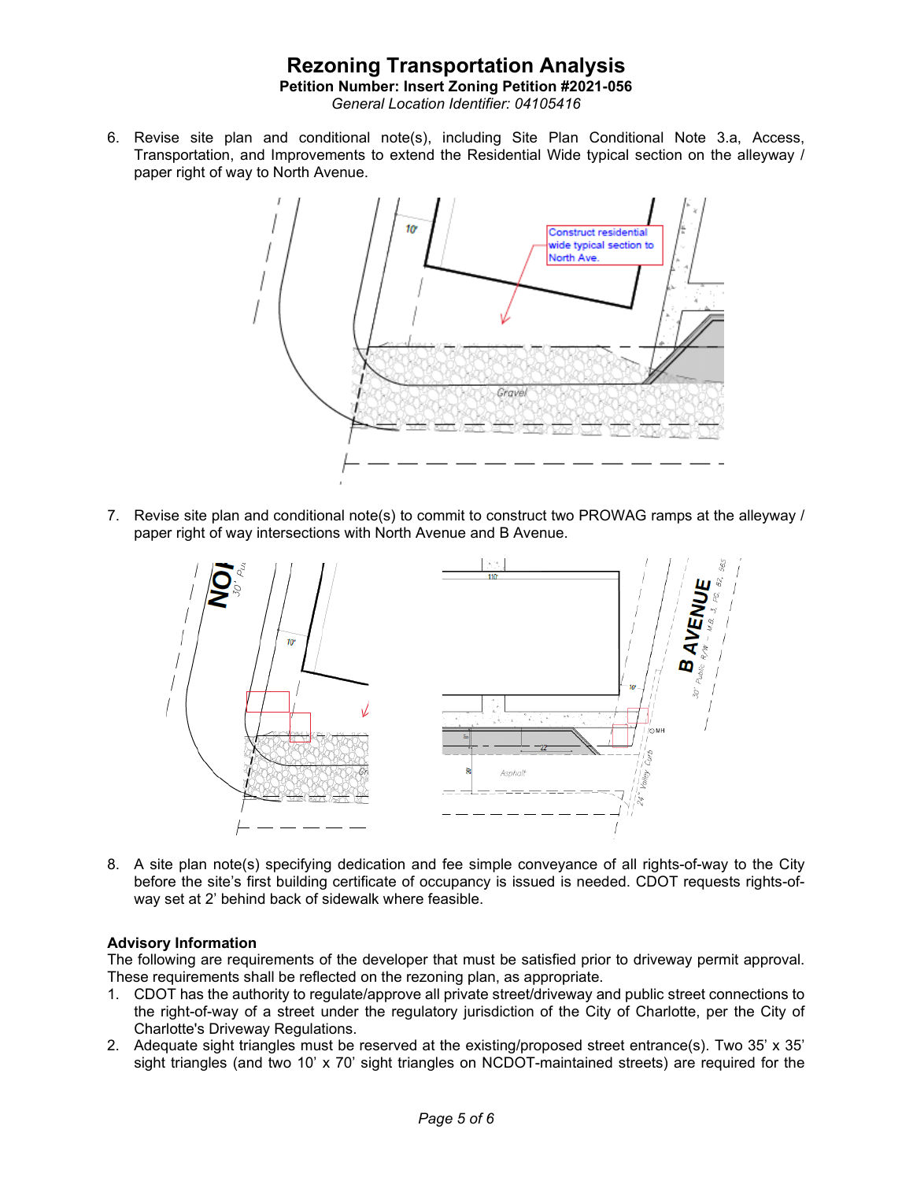# Rezoning Transportation Analysis

**Petition Number: Insert Zoning Petition #2021-056**

*General Location Identifier: 04105416*

6. Revise site plan and conditional note(s), including Site Plan Conditional Note 3.a, Access, Transportation, and Improvements to extend the Residential Wide typical section on the alleyway / paper right of way to North Avenue.

7. Revise site plan and conditional note(s) to commit to construct two PROWAG ramps at the alleyway / paper right of way intersections with North Avenue and B Avenue.

8. A site plan note(s) specifying dedication and fee simple conveyance of all rights-of-way to the City before the site's first building certificate of occupancy is issued is needed. CDOT requests rights-of-way set at 2' behind back of sidewalk where feasible.

**Advisory Information**

The following are requirements of the developer that must be satisfied prior to driveway permit approval. These requirements shall be reflected on the rezoning plan, as appropriate.

1. CDOT has the authority to regulate/approve all private street/driveway and public street connections to the right-of-way of a street under the regulatory jurisdiction of the City of Charlotte, per the City of Charlotte's Driveway Regulations.
2. Adequate sight triangles must be reserved at the existing/proposed street entrance(s). Two 35' x 35' sight triangles (and two 10' x 70' sight triangles on NCDOT-maintained streets) are required for the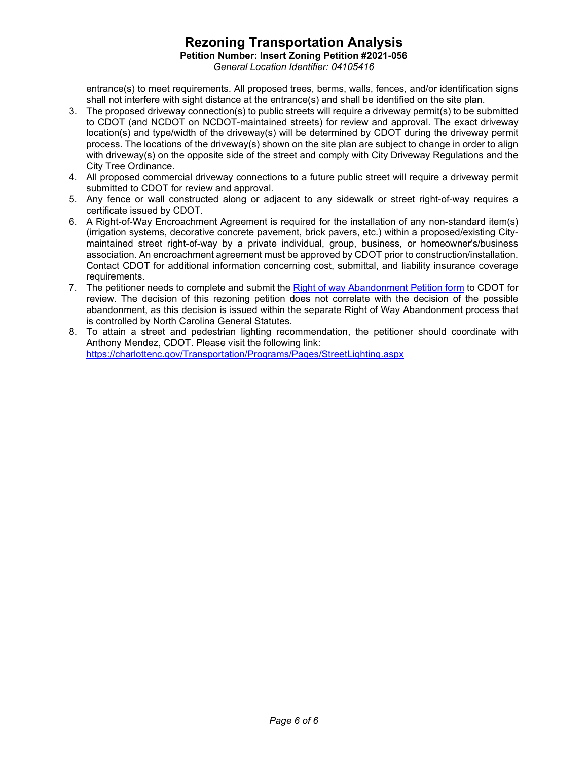entrance(s) to meet requirements. All proposed trees, berms, walls, fences, and/or identification signs shall not interfere with sight distance at the entrance(s) and shall be identified on the site plan.

3. The proposed driveway connection(s) to public streets will require a driveway permit(s) to be submitted to CDOT (and NCDOT on NCDOT-maintained streets) for review and approval. The exact driveway location(s) and type/width of the driveway(s) will be determined by CDOT during the driveway permit process. The locations of the driveway(s) shown on the site plan are subject to change in order to align with driveway(s) on the opposite side of the street and comply with City Driveway Regulations and the City Tree Ordinance.
4. All proposed commercial driveway connections to a future public street will require a driveway permit submitted to CDOT for review and approval.
5. Any fence or wall constructed along or adjacent to any sidewalk or street right-of-way requires a certificate issued by CDOT.
6. A Right-of-Way Encroachment Agreement is required for the installation of any non-standard item(s) (irrigation systems, decorative concrete pavement, brick pavers, etc.) within a proposed/existing City-maintained street right-of-way by a private individual, group, business, or homeowner's/business association. An encroachment agreement must be approved by CDOT prior to construction/installation. Contact CDOT for additional information concerning cost, submittal, and liability insurance coverage requirements.
7. The petitioner needs to complete and submit the Right of way Abandonment Petition form to CDOT for review. The decision of this rezoning petition does not correlate with the decision of the possible abandonment, as this decision is issued within the separate Right of Way Abandonment process that is controlled by North Carolina General Statutes.
8. To attain a street and pedestrian lighting recommendation, the petitioner should coordinate with Anthony Mendez, CDOT. Please visit the following link: https://charlottenc.gov/Transportation/Programs/Pages/StreetLighting.aspx